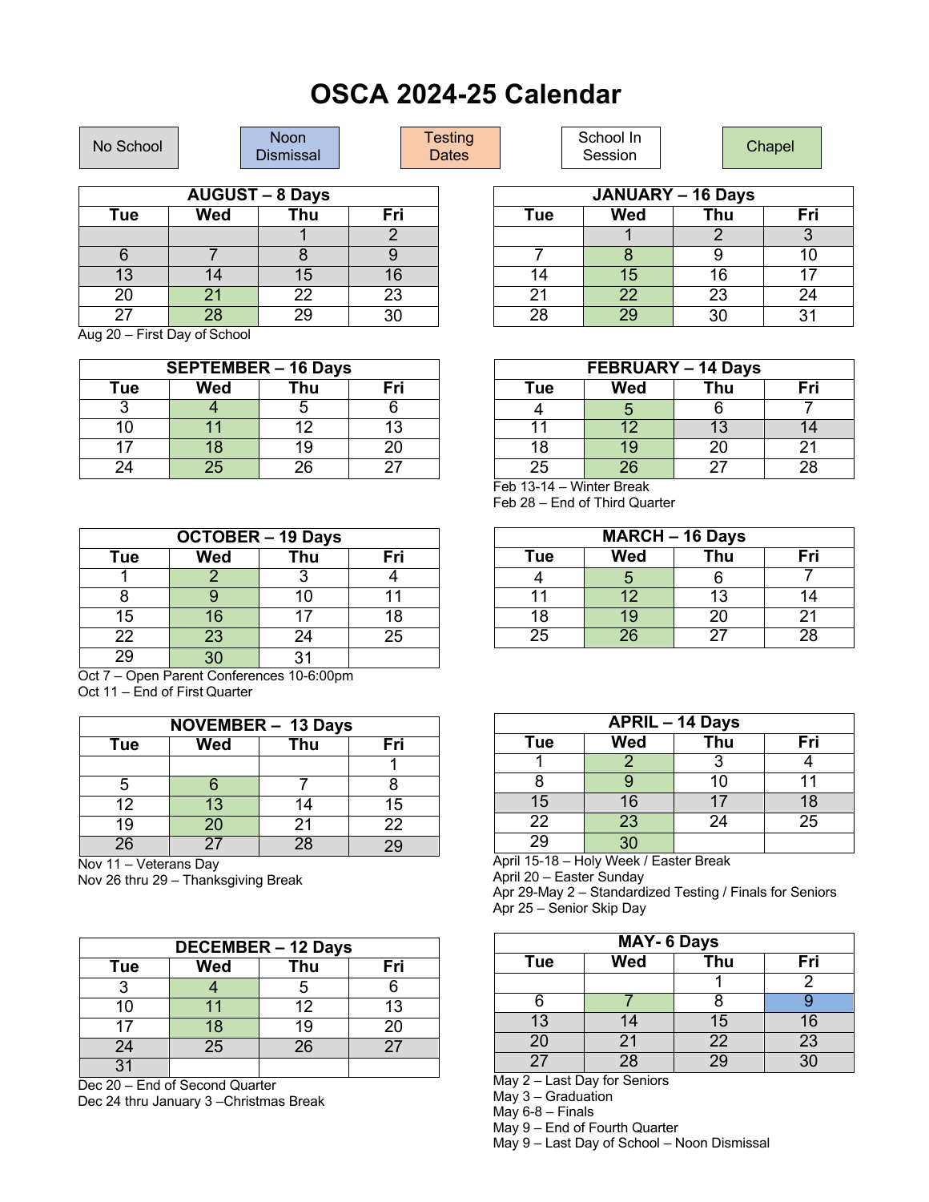# OSCA 2024-25 Calendar

No School | Noon Dismissal | Testing Dates | School In Session | Chapel

| AUGUST – 8 Days | | | |
|---|---|---|---|
| Tue | Wed | Thu | Fri |
| | | 1 | 2 |
| 6 | 7 | 8 | 9 |
| 13 | 14 | 15 | 16 |
| 20 | 21 | 22 | 23 |
| 27 | 28 | 29 | 30 |

Aug 20 – First Day of School

| SEPTEMBER – 16 Days | | | |
|---|---|---|---|
| Tue | Wed | Thu | Fri |
| 3 | 4 | 5 | 6 |
| 10 | 11 | 12 | 13 |
| 17 | 18 | 19 | 20 |
| 24 | 25 | 26 | 27 |

| OCTOBER – 19 Days | | | |
|---|---|---|---|
| Tue | Wed | Thu | Fri |
| 1 | 2 | 3 | 4 |
| 8 | 9 | 10 | 11 |
| 15 | 16 | 17 | 18 |
| 22 | 23 | 24 | 25 |
| 29 | 30 | 31 | |

Oct 7 – Open Parent Conferences 10-6:00pm
Oct 11 – End of First Quarter

| NOVEMBER – 13 Days | | | |
|---|---|---|---|
| Tue | Wed | Thu | Fri |
| | | | 1 |
| 5 | 6 | 7 | 8 |
| 12 | 13 | 14 | 15 |
| 19 | 20 | 21 | 22 |
| 26 | 27 | 28 | 29 |

Nov 11 – Veterans Day
Nov 26 thru 29 – Thanksgiving Break

| DECEMBER – 12 Days | | | |
|---|---|---|---|
| Tue | Wed | Thu | Fri |
| 3 | 4 | 5 | 6 |
| 10 | 11 | 12 | 13 |
| 17 | 18 | 19 | 20 |
| 24 | 25 | 26 | 27 |
| 31 | | | |

Dec 20 – End of Second Quarter
Dec 24 thru January 3 –Christmas Break

| JANUARY – 16 Days | | | |
|---|---|---|---|
| Tue | Wed | Thu | Fri |
| | 1 | 2 | 3 |
| 7 | 8 | 9 | 10 |
| 14 | 15 | 16 | 17 |
| 21 | 22 | 23 | 24 |
| 28 | 29 | 30 | 31 |

| FEBRUARY – 14 Days | | | |
|---|---|---|---|
| Tue | Wed | Thu | Fri |
| 4 | 5 | 6 | 7 |
| 11 | 12 | 13 | 14 |
| 18 | 19 | 20 | 21 |
| 25 | 26 | 27 | 28 |

Feb 13-14 – Winter Break
Feb 28 – End of Third Quarter

| MARCH – 16 Days | | | |
|---|---|---|---|
| Tue | Wed | Thu | Fri |
| 4 | 5 | 6 | 7 |
| 11 | 12 | 13 | 14 |
| 18 | 19 | 20 | 21 |
| 25 | 26 | 27 | 28 |

| APRIL – 14 Days | | | |
|---|---|---|---|
| Tue | Wed | Thu | Fri |
| 1 | 2 | 3 | 4 |
| 8 | 9 | 10 | 11 |
| 15 | 16 | 17 | 18 |
| 22 | 23 | 24 | 25 |
| 29 | 30 | | |

April 15-18 – Holy Week / Easter Break
April 20 – Easter Sunday
Apr 29-May 2 – Standardized Testing / Finals for Seniors
Apr 25 – Senior Skip Day

| MAY- 6 Days | | | |
|---|---|---|---|
| Tue | Wed | Thu | Fri |
| | | 1 | 2 |
| 6 | 7 | 8 | 9 |
| 13 | 14 | 15 | 16 |
| 20 | 21 | 22 | 23 |
| 27 | 28 | 29 | 30 |

May 2 – Last Day for Seniors
May 3 – Graduation
May 6-8 – Finals
May 9 – End of Fourth Quarter
May 9 – Last Day of School – Noon Dismissal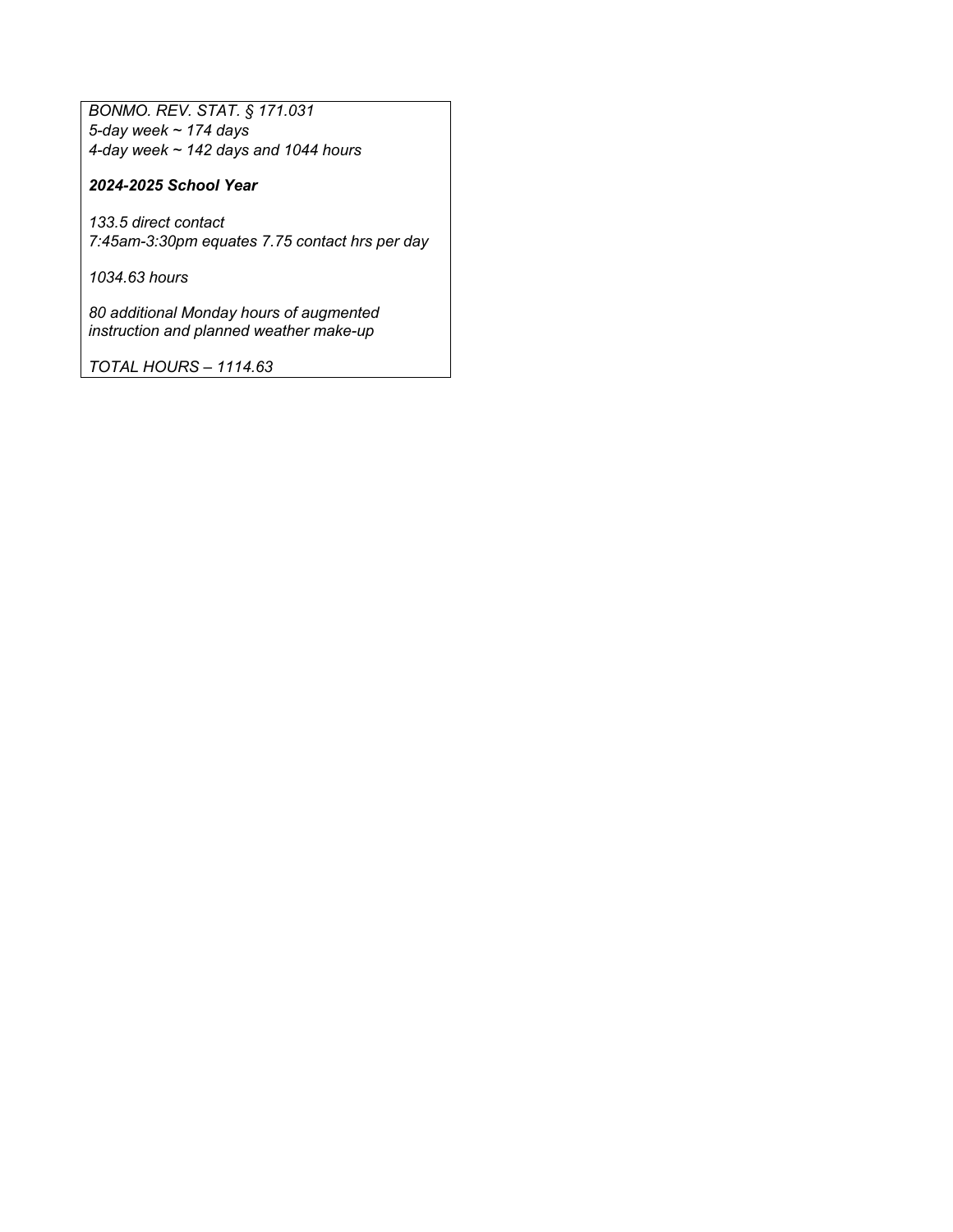*BONMO. REV. STAT. § 171.031*
*5-day week ~ 174 days*
*4-day week ~ 142 days and 1044 hours*

***2024-2025 School Year***

*133.5 direct contact*
*7:45am-3:30pm equates 7.75 contact hrs per day*

*1034.63 hours*

*80 additional Monday hours of augmented instruction and planned weather make-up*

*TOTAL HOURS – 1114.63*